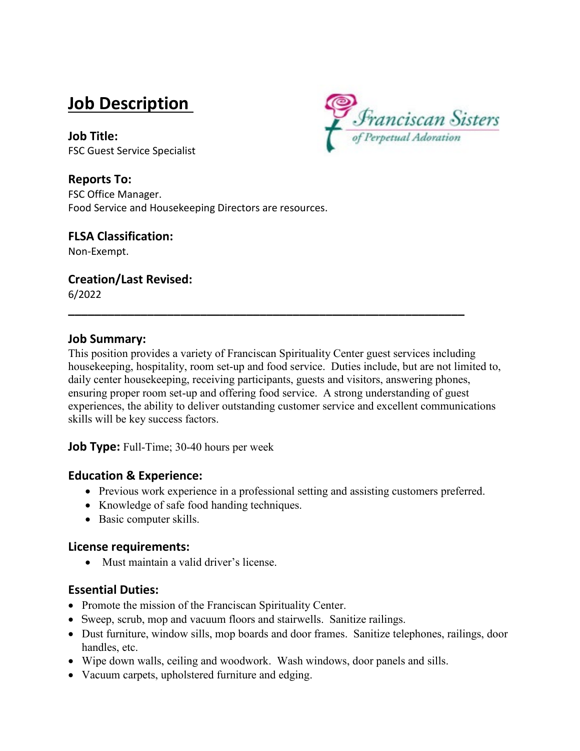# Job Description

Franciscan Sisters of Perpetual Adoration

### Job Title:

FSC Guest Service Specialist

### Reports To:

FSC Office Manager.
Food Service and Housekeeping Directors are resources.

### FLSA Classification:

Non-Exempt.

### Creation/Last Revised:

6/2022

---

### Job Summary:

This position provides a variety of Franciscan Spirituality Center guest services including housekeeping, hospitality, room set-up and food service. Duties include, but are not limited to, daily center housekeeping, receiving participants, guests and visitors, answering phones, ensuring proper room set-up and offering food service. A strong understanding of guest experiences, the ability to deliver outstanding customer service and excellent communications skills will be key success factors.

**Job Type:** Full-Time; 30-40 hours per week

### Education & Experience:

- Previous work experience in a professional setting and assisting customers preferred.
- Knowledge of safe food handing techniques.
- Basic computer skills.

### License requirements:

- Must maintain a valid driver's license.

### Essential Duties:

- Promote the mission of the Franciscan Spirituality Center.
- Sweep, scrub, mop and vacuum floors and stairwells. Sanitize railings.
- Dust furniture, window sills, mop boards and door frames. Sanitize telephones, railings, door handles, etc.
- Wipe down walls, ceiling and woodwork. Wash windows, door panels and sills.
- Vacuum carpets, upholstered furniture and edging.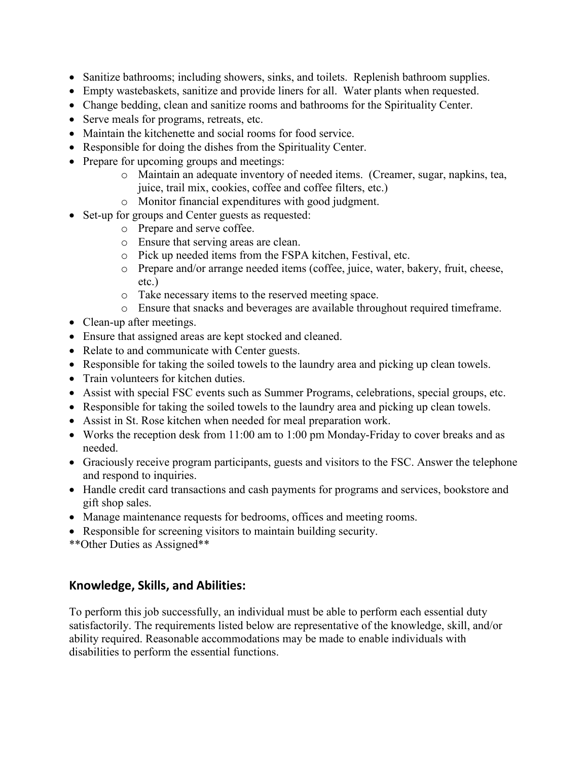- Sanitize bathrooms; including showers, sinks, and toilets. Replenish bathroom supplies.
- Empty wastebaskets, sanitize and provide liners for all. Water plants when requested.
- Change bedding, clean and sanitize rooms and bathrooms for the Spirituality Center.
- Serve meals for programs, retreats, etc.
- Maintain the kitchenette and social rooms for food service.
- Responsible for doing the dishes from the Spirituality Center.
- Prepare for upcoming groups and meetings:
  - Maintain an adequate inventory of needed items. (Creamer, sugar, napkins, tea, juice, trail mix, cookies, coffee and coffee filters, etc.)
  - Monitor financial expenditures with good judgment.
- Set-up for groups and Center guests as requested:
  - Prepare and serve coffee.
  - Ensure that serving areas are clean.
  - Pick up needed items from the FSPA kitchen, Festival, etc.
  - Prepare and/or arrange needed items (coffee, juice, water, bakery, fruit, cheese, etc.)
  - Take necessary items to the reserved meeting space.
  - Ensure that snacks and beverages are available throughout required timeframe.
- Clean-up after meetings.
- Ensure that assigned areas are kept stocked and cleaned.
- Relate to and communicate with Center guests.
- Responsible for taking the soiled towels to the laundry area and picking up clean towels.
- Train volunteers for kitchen duties.
- Assist with special FSC events such as Summer Programs, celebrations, special groups, etc.
- Responsible for taking the soiled towels to the laundry area and picking up clean towels.
- Assist in St. Rose kitchen when needed for meal preparation work.
- Works the reception desk from 11:00 am to 1:00 pm Monday-Friday to cover breaks and as needed.
- Graciously receive program participants, guests and visitors to the FSC. Answer the telephone and respond to inquiries.
- Handle credit card transactions and cash payments for programs and services, bookstore and gift shop sales.
- Manage maintenance requests for bedrooms, offices and meeting rooms.
- Responsible for screening visitors to maintain building security.

**Other Duties as Assigned**

## Knowledge, Skills, and Abilities:

To perform this job successfully, an individual must be able to perform each essential duty satisfactorily. The requirements listed below are representative of the knowledge, skill, and/or ability required. Reasonable accommodations may be made to enable individuals with disabilities to perform the essential functions.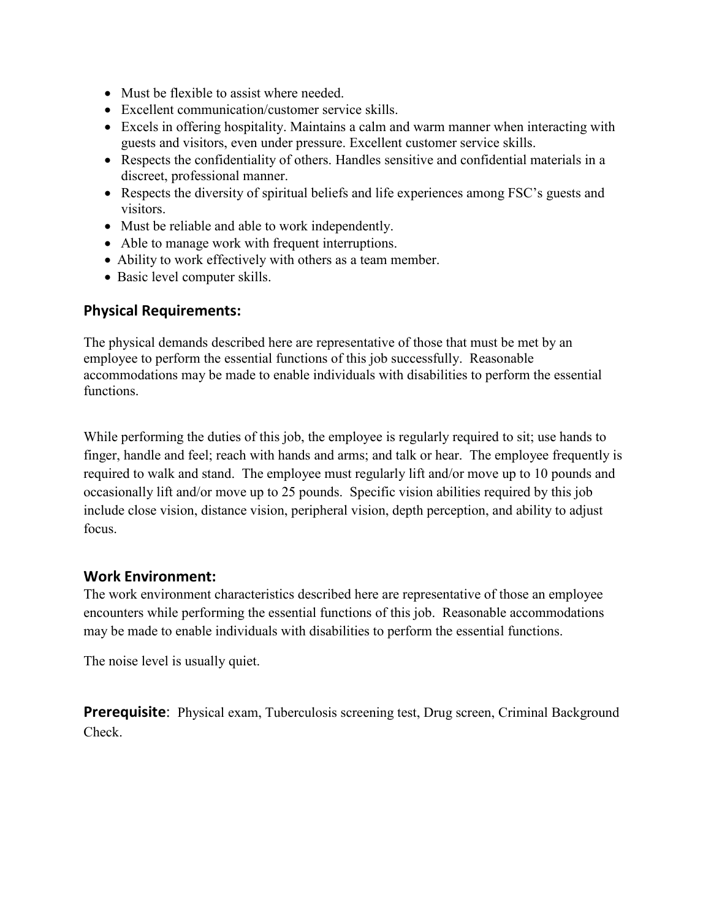- Must be flexible to assist where needed.
- Excellent communication/customer service skills.
- Excels in offering hospitality. Maintains a calm and warm manner when interacting with guests and visitors, even under pressure. Excellent customer service skills.
- Respects the confidentiality of others. Handles sensitive and confidential materials in a discreet, professional manner.
- Respects the diversity of spiritual beliefs and life experiences among FSC's guests and visitors.
- Must be reliable and able to work independently.
- Able to manage work with frequent interruptions.
- Ability to work effectively with others as a team member.
- Basic level computer skills.

## Physical Requirements:

The physical demands described here are representative of those that must be met by an employee to perform the essential functions of this job successfully. Reasonable accommodations may be made to enable individuals with disabilities to perform the essential functions.

While performing the duties of this job, the employee is regularly required to sit; use hands to finger, handle and feel; reach with hands and arms; and talk or hear. The employee frequently is required to walk and stand. The employee must regularly lift and/or move up to 10 pounds and occasionally lift and/or move up to 25 pounds. Specific vision abilities required by this job include close vision, distance vision, peripheral vision, depth perception, and ability to adjust focus.

## Work Environment:

The work environment characteristics described here are representative of those an employee encounters while performing the essential functions of this job. Reasonable accommodations may be made to enable individuals with disabilities to perform the essential functions.

The noise level is usually quiet.

**Prerequisite**: Physical exam, Tuberculosis screening test, Drug screen, Criminal Background Check.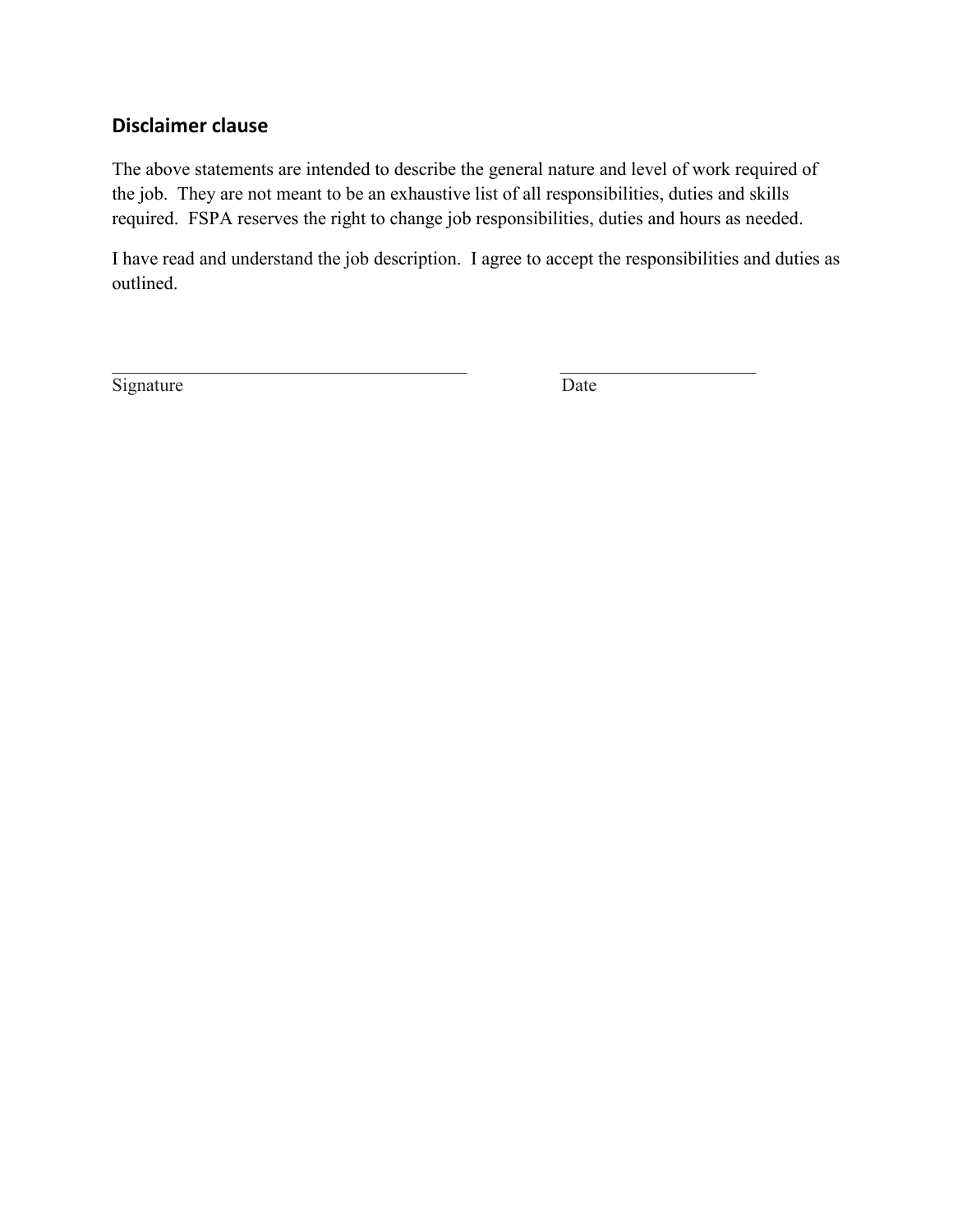## Disclaimer clause

The above statements are intended to describe the general nature and level of work required of the job. They are not meant to be an exhaustive list of all responsibilities, duties and skills required. FSPA reserves the right to change job responsibilities, duties and hours as needed.

I have read and understand the job description. I agree to accept the responsibilities and duties as outlined.

_______________________________________ ______________________

Signature Date